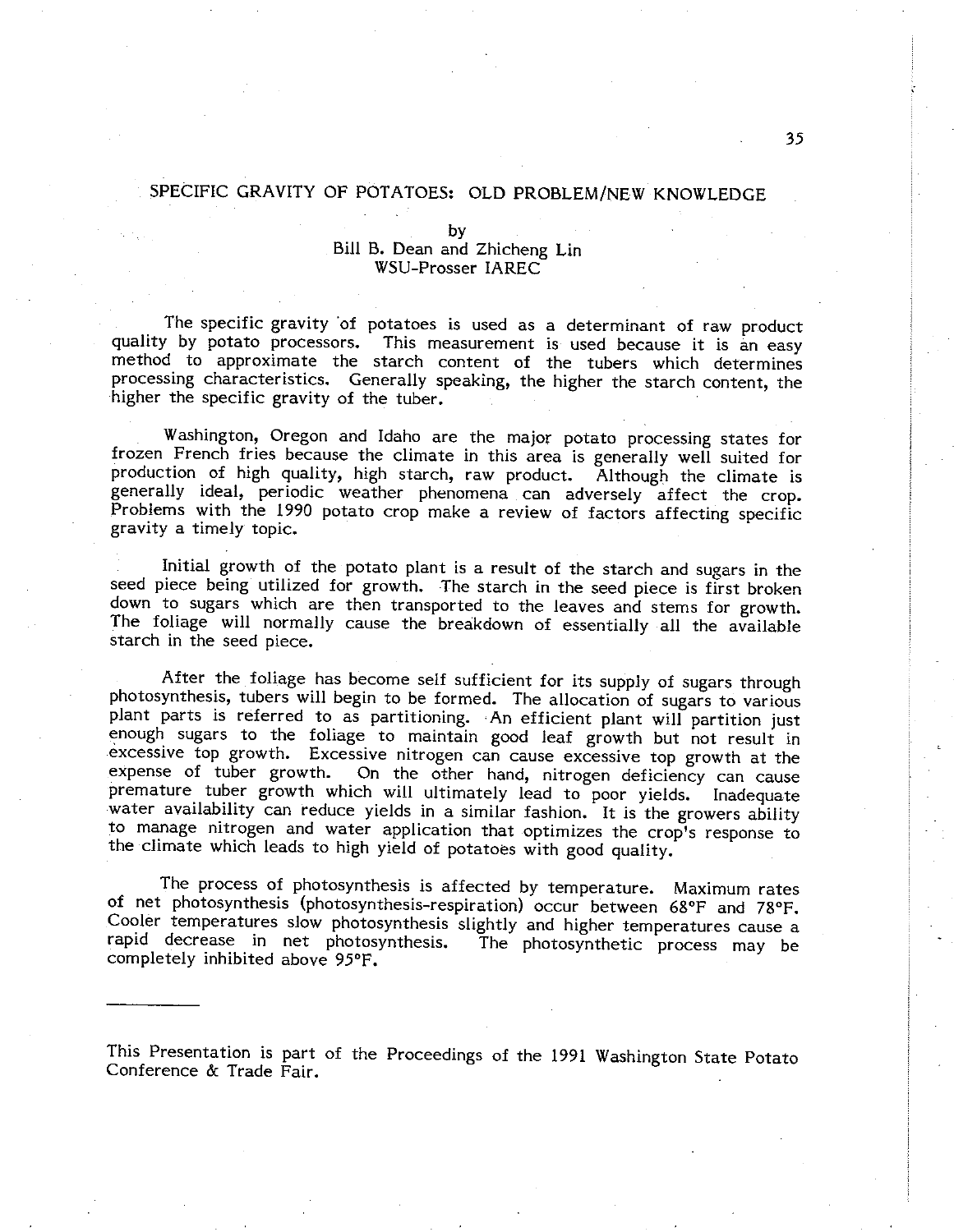# SPECIFIC GRAVITY OF POTATOES: OLD PROBLEM/NEW KNOWLEDGE

by

Bill B. Dean and Zhicheng Lin
WSU-Prosser IAREC

The specific gravity of potatoes is used as a determinant of raw product quality by potato processors. This measurement is used because it is an easy method to approximate the starch content of the tubers which determines processing characteristics. Generally speaking, the higher the starch content, the higher the specific gravity of the tuber.

Washington, Oregon and Idaho are the major potato processing states for frozen French fries because the climate in this area is generally well suited for production of high quality, high starch, raw product. Although the climate is generally ideal, periodic weather phenomena can adversely affect the crop. Problems with the 1990 potato crop make a review of factors affecting specific gravity a timely topic.

Initial growth of the potato plant is a result of the starch and sugars in the seed piece being utilized for growth. The starch in the seed piece is first broken down to sugars which are then transported to the leaves and stems for growth. The foliage will normally cause the breakdown of essentially all the available starch in the seed piece.

After the foliage has become self sufficient for its supply of sugars through photosynthesis, tubers will begin to be formed. The allocation of sugars to various plant parts is referred to as partitioning. An efficient plant will partition just enough sugars to the foliage to maintain good leaf growth but not result in excessive top growth. Excessive nitrogen can cause excessive top growth at the expense of tuber growth. On the other hand, nitrogen deficiency can cause premature tuber growth which will ultimately lead to poor yields. Inadequate water availability can reduce yields in a similar fashion. It is the growers ability to manage nitrogen and water application that optimizes the crop's response to the climate which leads to high yield of potatoes with good quality.

The process of photosynthesis is affected by temperature. Maximum rates of net photosynthesis (photosynthesis-respiration) occur between 68°F and 78°F. Cooler temperatures slow photosynthesis slightly and higher temperatures cause a rapid decrease in net photosynthesis. The photosynthetic process may be completely inhibited above 95°F.

---

This Presentation is part of the Proceedings of the 1991 Washington State Potato Conference & Trade Fair.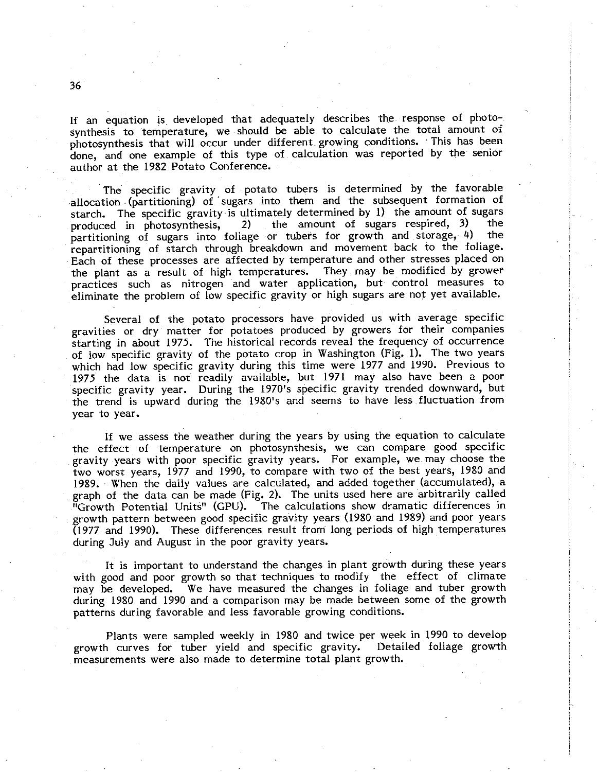If an equation is developed that adequately describes the response of photosynthesis to temperature, we should be able to calculate the total amount of photosynthesis that will occur under different growing conditions. This has been done, and one example of this type of calculation was reported by the senior author at the 1982 Potato Conference.

The specific gravity of potato tubers is determined by the favorable allocation (partitioning) of sugars into them and the subsequent formation of starch. The specific gravity is ultimately determined by 1) the amount of sugars produced in photosynthesis, 2) the amount of sugars respired, 3) the partitioning of sugars into foliage or tubers for growth and storage, 4) the repartitioning of starch through breakdown and movement back to the foliage. Each of these processes are affected by temperature and other stresses placed on the plant as a result of high temperatures. They may be modified by grower practices such as nitrogen and water application, but control measures to eliminate the problem of low specific gravity or high sugars are not yet available.

Several of the potato processors have provided us with average specific gravities or dry matter for potatoes produced by growers for their companies starting in about 1975. The historical records reveal the frequency of occurrence of low specific gravity of the potato crop in Washington (Fig. 1). The two years which had low specific gravity during this time were 1977 and 1990. Previous to 1975 the data is not readily available, but 1971 may also have been a poor specific gravity year. During the 1970's specific gravity trended downward, but the trend is upward during the 1980's and seems to have less fluctuation from year to year.

If we assess the weather during the years by using the equation to calculate the effect of temperature on photosynthesis, we can compare good specific gravity years with poor specific gravity years. For example, we may choose the two worst years, 1977 and 1990, to compare with two of the best years, 1980 and 1989. When the daily values are calculated, and added together (accumulated), a graph of the data can be made (Fig. 2). The units used here are arbitrarily called "Growth Potential Units" (GPU). The calculations show dramatic differences in growth pattern between good specific gravity years (1980 and 1989) and poor years (1977 and 1990). These differences result from long periods of high temperatures during July and August in the poor gravity years.

It is important to understand the changes in plant growth during these years with good and poor growth so that techniques to modify the effect of climate may be developed. We have measured the changes in foliage and tuber growth during 1980 and 1990 and a comparison may be made between some of the growth patterns during favorable and less favorable growing conditions.

Plants were sampled weekly in 1980 and twice per week in 1990 to develop growth curves for tuber yield and specific gravity. Detailed foliage growth measurements were also made to determine total plant growth.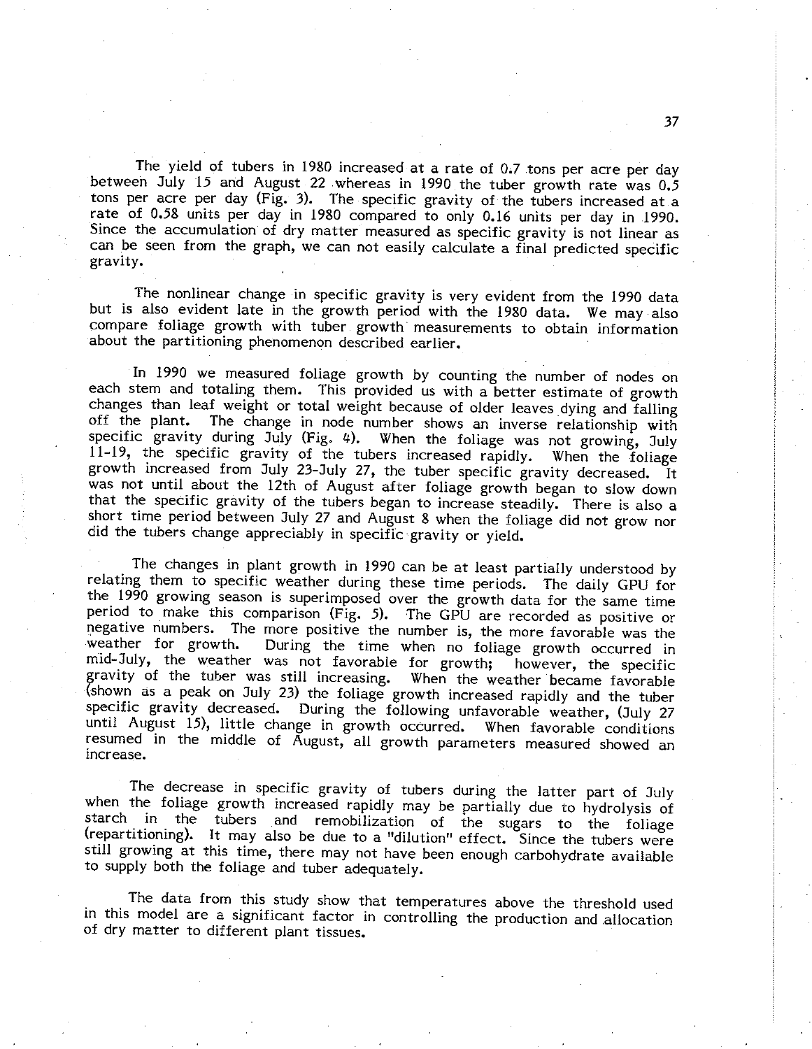The yield of tubers in 1980 increased at a rate of 0.7 tons per acre per day between July 15 and August 22 whereas in 1990 the tuber growth rate was 0.5 tons per acre per day (Fig. 3). The specific gravity of the tubers increased at a rate of 0.58 units per day in 1980 compared to only 0.16 units per day in 1990. Since the accumulation of dry matter measured as specific gravity is not linear as can be seen from the graph, we can not easily calculate a final predicted specific gravity.

The nonlinear change in specific gravity is very evident from the 1990 data but is also evident late in the growth period with the 1980 data. We may also compare foliage growth with tuber growth measurements to obtain information about the partitioning phenomenon described earlier.

In 1990 we measured foliage growth by counting the number of nodes on each stem and totaling them. This provided us with a better estimate of growth changes than leaf weight or total weight because of older leaves dying and falling off the plant. The change in node number shows an inverse relationship with specific gravity during July (Fig. 4). When the foliage was not growing, July 11-19, the specific gravity of the tubers increased rapidly. When the foliage growth increased from July 23-July 27, the tuber specific gravity decreased. It was not until about the 12th of August after foliage growth began to slow down that the specific gravity of the tubers began to increase steadily. There is also a short time period between July 27 and August 8 when the foliage did not grow nor did the tubers change appreciably in specific gravity or yield.

The changes in plant growth in 1990 can be at least partially understood by relating them to specific weather during these time periods. The daily GPU for the 1990 growing season is superimposed over the growth data for the same time period to make this comparison (Fig. 5). The GPU are recorded as positive or negative numbers. The more positive the number is, the more favorable was the weather for growth. During the time when no foliage growth occurred in mid-July, the weather was not favorable for growth; however, the specific gravity of the tuber was still increasing. When the weather became favorable (shown as a peak on July 23) the foliage growth increased rapidly and the tuber specific gravity decreased. During the following unfavorable weather, (July 27 until August 15), little change in growth occurred. When favorable conditions resumed in the middle of August, all growth parameters measured showed an increase.

The decrease in specific gravity of tubers during the latter part of July when the foliage growth increased rapidly may be partially due to hydrolysis of starch in the tubers and remobilization of the sugars to the foliage (repartitioning). It may also be due to a "dilution" effect. Since the tubers were still growing at this time, there may not have been enough carbohydrate available to supply both the foliage and tuber adequately.

The data from this study show that temperatures above the threshold used in this model are a significant factor in controlling the production and allocation of dry matter to different plant tissues.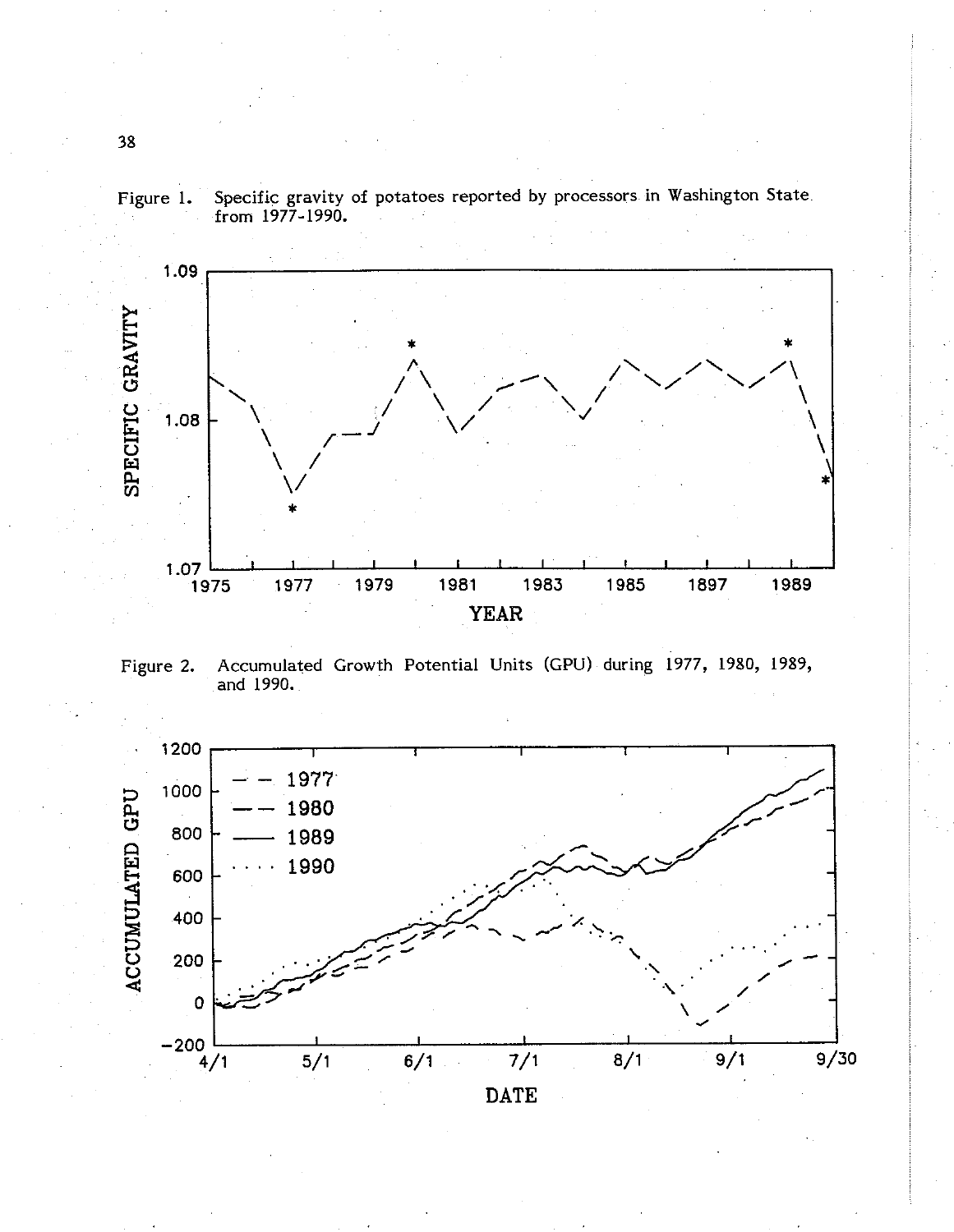Figure 1. Specific gravity of potatoes reported by processors in Washington State from 1977-1990.

Figure 2. Accumulated Growth Potential Units (GPU) during 1977, 1980, 1989, and 1990.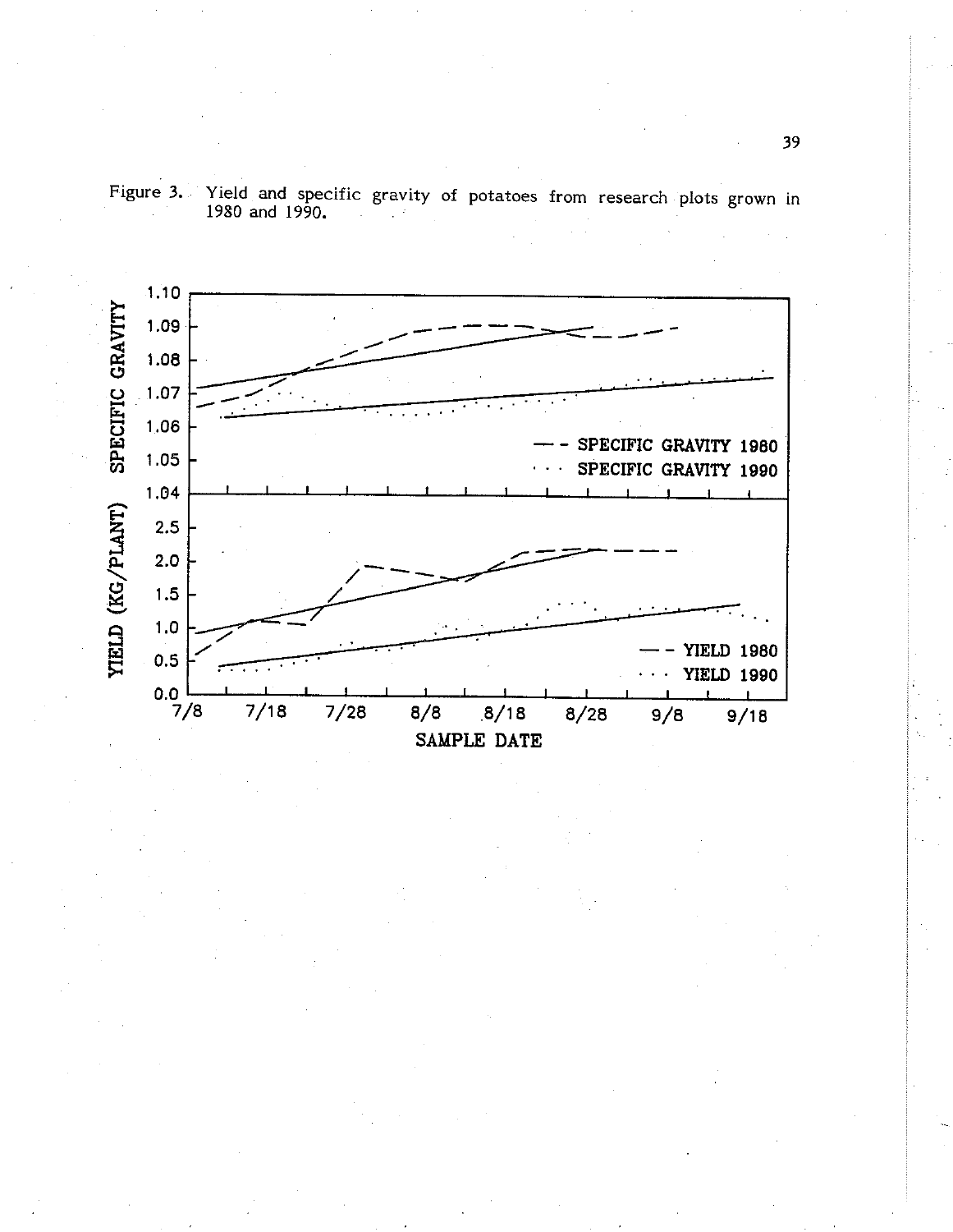Figure 3. Yield and specific gravity of potatoes from research plots grown in 1980 and 1990.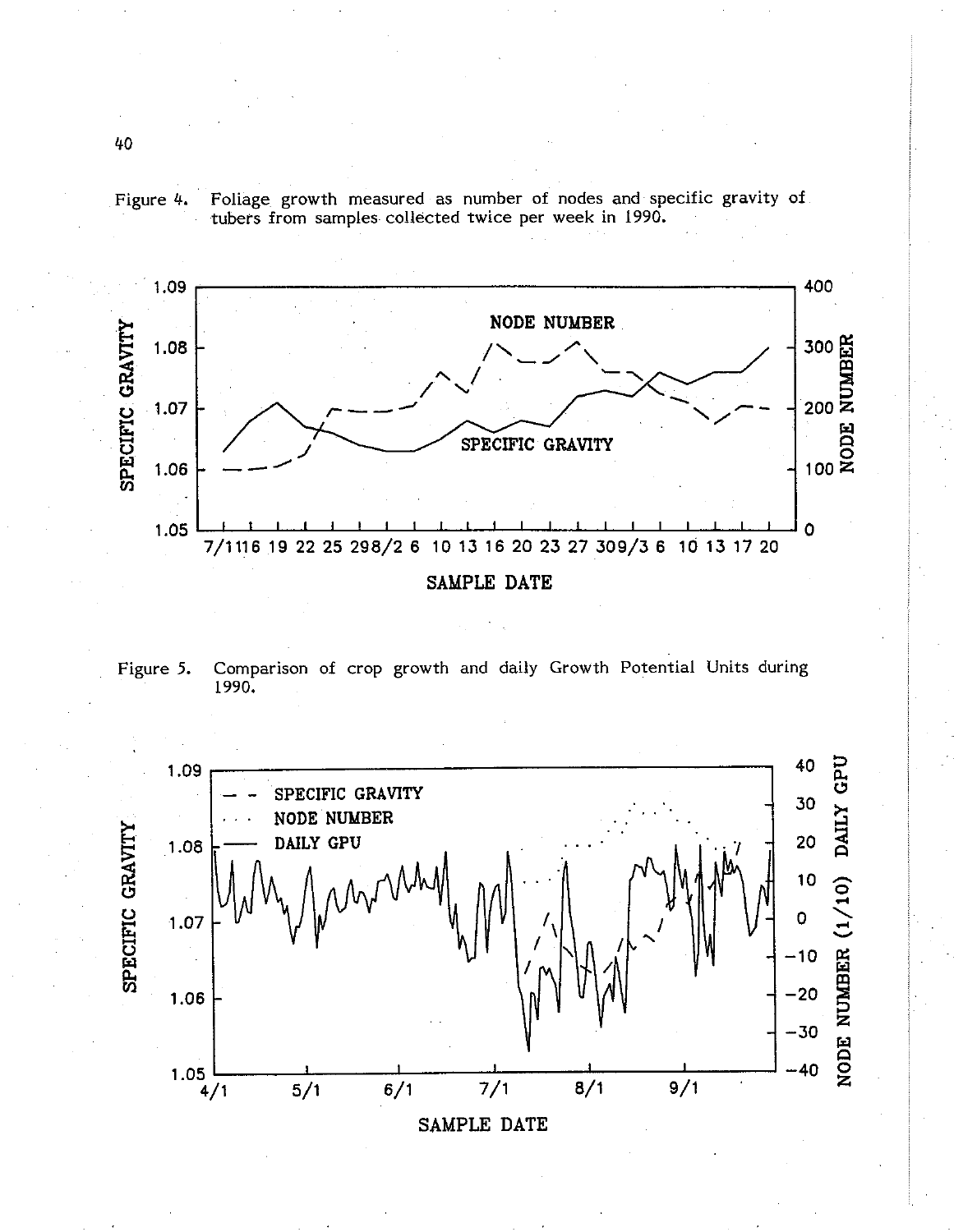Figure 4. Foliage growth measured as number of nodes and specific gravity of tubers from samples collected twice per week in 1990.

SPECIFIC GRAVITY

1.09
1.08
1.07
1.06
1.05

NODE NUMBER

400
300
200
100
0

NODE NUMBER

SPECIFIC GRAVITY

7/11 16 19 22 25 29 8/2 6 10 13 16 20 23 27 30 9/3 6 10 13 17 20

SAMPLE DATE

Figure 5. Comparison of crop growth and daily Growth Potential Units during 1990.

SPECIFIC GRAVITY

1.09
1.08
1.07
1.06
1.05

— — SPECIFIC GRAVITY
· · · NODE NUMBER
—— DAILY GPU

40
30
20
10
0
−10
−20
−30
−40

NODE NUMBER (1/10) DAILY GPU

4/1 5/1 6/1 7/1 8/1 9/1

SAMPLE DATE